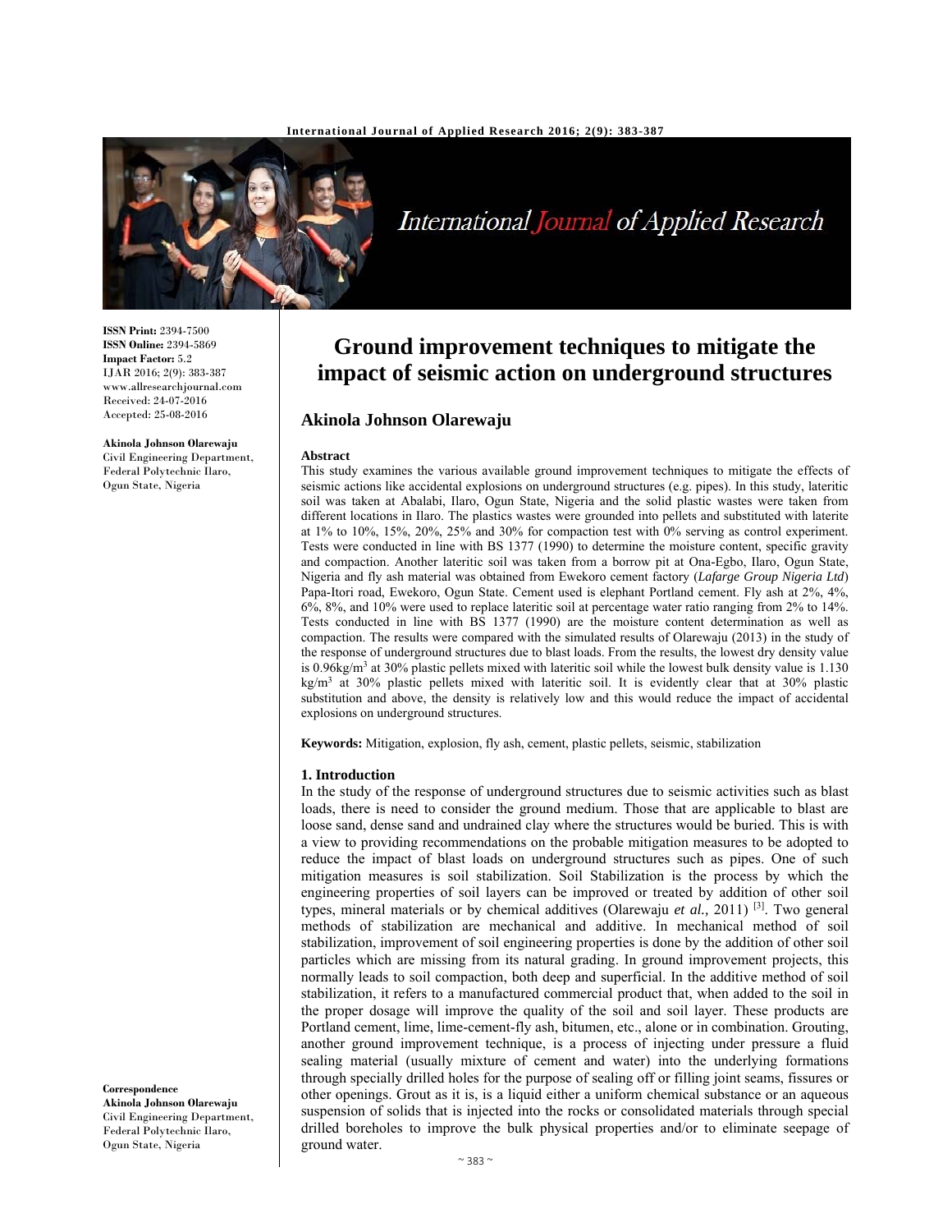**ISSN Print:** 2394-7500
**ISSN Online:** 2394-5869
**Impact Factor:** 5.2
IJAR 2016; 2(9): 383-387
www.allresearchjournal.com
Received: 24-07-2016
Accepted: 25-08-2016

**Akinola Johnson Olarewaju**
Civil Engineering Department, Federal Polytechnic Ilaro, Ogun State, Nigeria

**Correspondence**
**Akinola Johnson Olarewaju**
Civil Engineering Department, Federal Polytechnic Ilaro, Ogun State, Nigeria

# Ground improvement techniques to mitigate the impact of seismic action on underground structures

## Akinola Johnson Olarewaju

### Abstract

This study examines the various available ground improvement techniques to mitigate the effects of seismic actions like accidental explosions on underground structures (e.g. pipes). In this study, lateritic soil was taken at Abalabi, Ilaro, Ogun State, Nigeria and the solid plastic wastes were taken from different locations in Ilaro. The plastics wastes were grounded into pellets and substituted with laterite at 1% to 10%, 15%, 20%, 25% and 30% for compaction test with 0% serving as control experiment. Tests were conducted in line with BS 1377 (1990) to determine the moisture content, specific gravity and compaction. Another lateritic soil was taken from a borrow pit at Ona-Egbo, Ilaro, Ogun State, Nigeria and fly ash material was obtained from Ewekoro cement factory (*Lafarge Group Nigeria Ltd*) Papa-Itori road, Ewekoro, Ogun State. Cement used is elephant Portland cement. Fly ash at 2%, 4%, 6%, 8%, and 10% were used to replace lateritic soil at percentage water ratio ranging from 2% to 14%. Tests conducted in line with BS 1377 (1990) are the moisture content determination as well as compaction. The results were compared with the simulated results of Olarewaju (2013) in the study of the response of underground structures due to blast loads. From the results, the lowest dry density value is 0.96kg/m$^3$ at 30% plastic pellets mixed with lateritic soil while the lowest bulk density value is 1.130 kg/m$^3$ at 30% plastic pellets mixed with lateritic soil. It is evidently clear that at 30% plastic substitution and above, the density is relatively low and this would reduce the impact of accidental explosions on underground structures.

**Keywords:** Mitigation, explosion, fly ash, cement, plastic pellets, seismic, stabilization

### 1. Introduction

In the study of the response of underground structures due to seismic activities such as blast loads, there is need to consider the ground medium. Those that are applicable to blast are loose sand, dense sand and undrained clay where the structures would be buried. This is with a view to providing recommendations on the probable mitigation measures to be adopted to reduce the impact of blast loads on underground structures such as pipes. One of such mitigation measures is soil stabilization. Soil Stabilization is the process by which the engineering properties of soil layers can be improved or treated by addition of other soil types, mineral materials or by chemical additives (Olarewaju *et al.,* 2011) [3]. Two general methods of stabilization are mechanical and additive. In mechanical method of soil stabilization, improvement of soil engineering properties is done by the addition of other soil particles which are missing from its natural grading. In ground improvement projects, this normally leads to soil compaction, both deep and superficial. In the additive method of soil stabilization, it refers to a manufactured commercial product that, when added to the soil in the proper dosage will improve the quality of the soil and soil layer. These products are Portland cement, lime, lime-cement-fly ash, bitumen, etc., alone or in combination. Grouting, another ground improvement technique, is a process of injecting under pressure a fluid sealing material (usually mixture of cement and water) into the underlying formations through specially drilled holes for the purpose of sealing off or filling joint seams, fissures or other openings. Grout as it is, is a liquid either a uniform chemical substance or an aqueous suspension of solids that is injected into the rocks or consolidated materials through special drilled boreholes to improve the bulk physical properties and/or to eliminate seepage of ground water.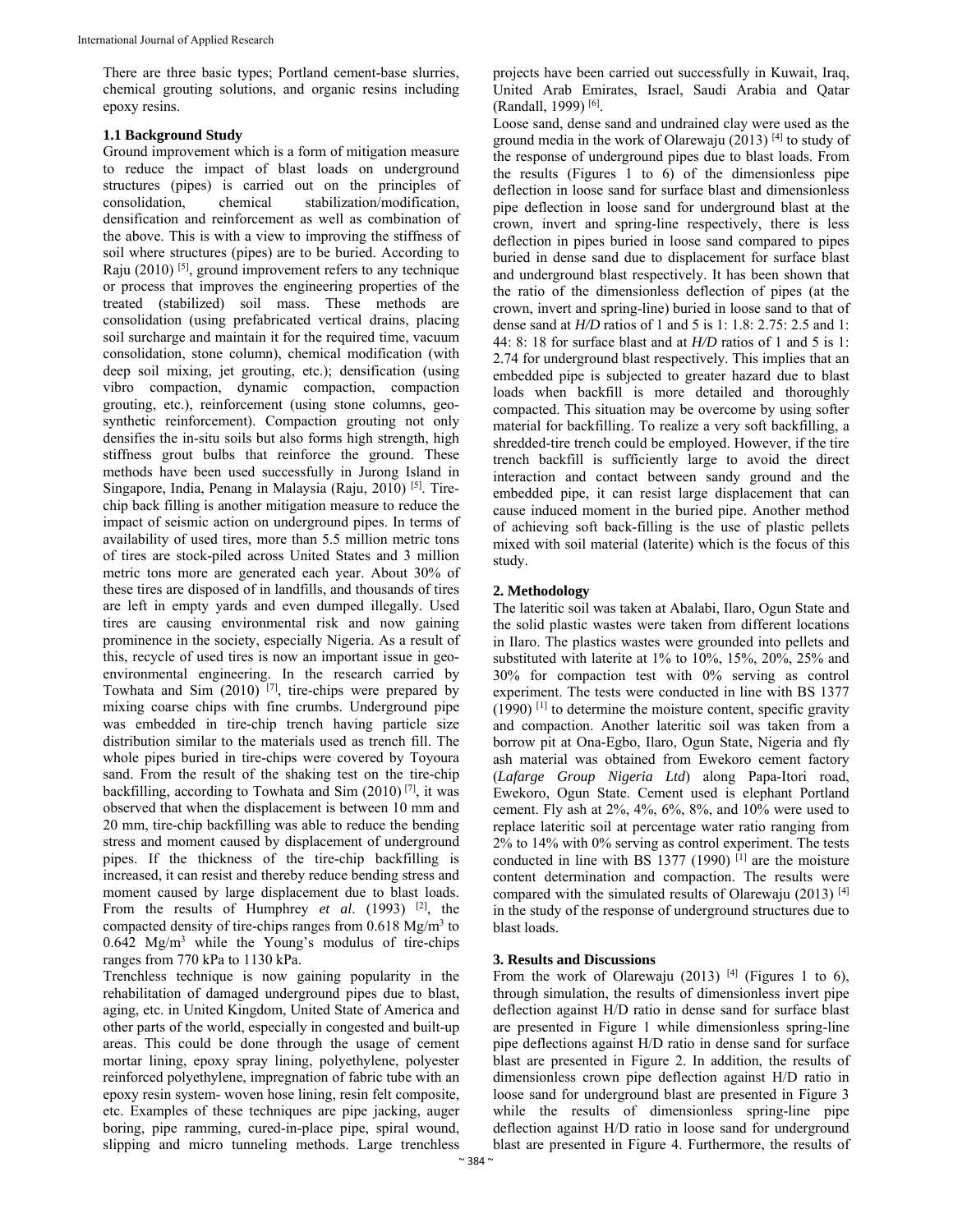There are three basic types; Portland cement-base slurries, chemical grouting solutions, and organic resins including epoxy resins.

### 1.1 Background Study

Ground improvement which is a form of mitigation measure to reduce the impact of blast loads on underground structures (pipes) is carried out on the principles of consolidation, chemical stabilization/modification, densification and reinforcement as well as combination of the above. This is with a view to improving the stiffness of soil where structures (pipes) are to be buried. According to Raju (2010) [5], ground improvement refers to any technique or process that improves the engineering properties of the treated (stabilized) soil mass. These methods are consolidation (using prefabricated vertical drains, placing soil surcharge and maintain it for the required time, vacuum consolidation, stone column), chemical modification (with deep soil mixing, jet grouting, etc.); densification (using vibro compaction, dynamic compaction, compaction grouting, etc.), reinforcement (using stone columns, geo-synthetic reinforcement). Compaction grouting not only densifies the in-situ soils but also forms high strength, high stiffness grout bulbs that reinforce the ground. These methods have been used successfully in Jurong Island in Singapore, India, Penang in Malaysia (Raju, 2010) [5]. Tire-chip back filling is another mitigation measure to reduce the impact of seismic action on underground pipes. In terms of availability of used tires, more than 5.5 million metric tons of tires are stock-piled across United States and 3 million metric tons more are generated each year. About 30% of these tires are disposed of in landfills, and thousands of tires are left in empty yards and even dumped illegally. Used tires are causing environmental risk and now gaining prominence in the society, especially Nigeria. As a result of this, recycle of used tires is now an important issue in geo-environmental engineering. In the research carried by Towhata and Sim (2010) [7], tire-chips were prepared by mixing coarse chips with fine crumbs. Underground pipe was embedded in tire-chip trench having particle size distribution similar to the materials used as trench fill. The whole pipes buried in tire-chips were covered by Toyoura sand. From the result of the shaking test on the tire-chip backfilling, according to Towhata and Sim (2010) [7], it was observed that when the displacement is between 10 mm and 20 mm, tire-chip backfilling was able to reduce the bending stress and moment caused by displacement of underground pipes. If the thickness of the tire-chip backfilling is increased, it can resist and thereby reduce bending stress and moment caused by large displacement due to blast loads. From the results of Humphrey *et al*. (1993) [2], the compacted density of tire-chips ranges from 0.618 Mg/m$^3$ to 0.642 Mg/m$^3$ while the Young's modulus of tire-chips ranges from 770 kPa to 1130 kPa.

Trenchless technique is now gaining popularity in the rehabilitation of damaged underground pipes due to blast, aging, etc. in United Kingdom, United State of America and other parts of the world, especially in congested and built-up areas. This could be done through the usage of cement mortar lining, epoxy spray lining, polyethylene, polyester reinforced polyethylene, impregnation of fabric tube with an epoxy resin system- woven hose lining, resin felt composite, etc. Examples of these techniques are pipe jacking, auger boring, pipe ramming, cured-in-place pipe, spiral wound, slipping and micro tunneling methods. Large trenchless projects have been carried out successfully in Kuwait, Iraq, United Arab Emirates, Israel, Saudi Arabia and Qatar (Randall, 1999) [6].

Loose sand, dense sand and undrained clay were used as the ground media in the work of Olarewaju (2013) [4] to study of the response of underground pipes due to blast loads. From the results (Figures 1 to 6) of the dimensionless pipe deflection in loose sand for surface blast and dimensionless pipe deflection in loose sand for underground blast at the crown, invert and spring-line respectively, there is less deflection in pipes buried in loose sand compared to pipes buried in dense sand due to displacement for surface blast and underground blast respectively. It has been shown that the ratio of the dimensionless deflection of pipes (at the crown, invert and spring-line) buried in loose sand to that of dense sand at *H/D* ratios of 1 and 5 is 1: 1.8: 2.75: 2.5 and 1: 44: 8: 18 for surface blast and at *H/D* ratios of 1 and 5 is 1: 2.74 for underground blast respectively. This implies that an embedded pipe is subjected to greater hazard due to blast loads when backfill is more detailed and thoroughly compacted. This situation may be overcome by using softer material for backfilling. To realize a very soft backfilling, a shredded-tire trench could be employed. However, if the tire trench backfill is sufficiently large to avoid the direct interaction and contact between sandy ground and the embedded pipe, it can resist large displacement that can cause induced moment in the buried pipe. Another method of achieving soft back-filling is the use of plastic pellets mixed with soil material (laterite) which is the focus of this study.

## 2. Methodology

The lateritic soil was taken at Abalabi, Ilaro, Ogun State and the solid plastic wastes were taken from different locations in Ilaro. The plastics wastes were grounded into pellets and substituted with laterite at 1% to 10%, 15%, 20%, 25% and 30% for compaction test with 0% serving as control experiment. The tests were conducted in line with BS 1377 (1990) [1] to determine the moisture content, specific gravity and compaction. Another lateritic soil was taken from a borrow pit at Ona-Egbo, Ilaro, Ogun State, Nigeria and fly ash material was obtained from Ewekoro cement factory (*Lafarge Group Nigeria Ltd*) along Papa-Itori road, Ewekoro, Ogun State. Cement used is elephant Portland cement. Fly ash at 2%, 4%, 6%, 8%, and 10% were used to replace lateritic soil at percentage water ratio ranging from 2% to 14% with 0% serving as control experiment. The tests conducted in line with BS 1377 (1990) [1] are the moisture content determination and compaction. The results were compared with the simulated results of Olarewaju (2013) [4] in the study of the response of underground structures due to blast loads.

## 3. Results and Discussions

From the work of Olarewaju (2013) [4] (Figures 1 to 6), through simulation, the results of dimensionless invert pipe deflection against H/D ratio in dense sand for surface blast are presented in Figure 1 while dimensionless spring-line pipe deflections against H/D ratio in dense sand for surface blast are presented in Figure 2. In addition, the results of dimensionless crown pipe deflection against H/D ratio in loose sand for underground blast are presented in Figure 3 while the results of dimensionless spring-line pipe deflection against H/D ratio in loose sand for underground blast are presented in Figure 4. Furthermore, the results of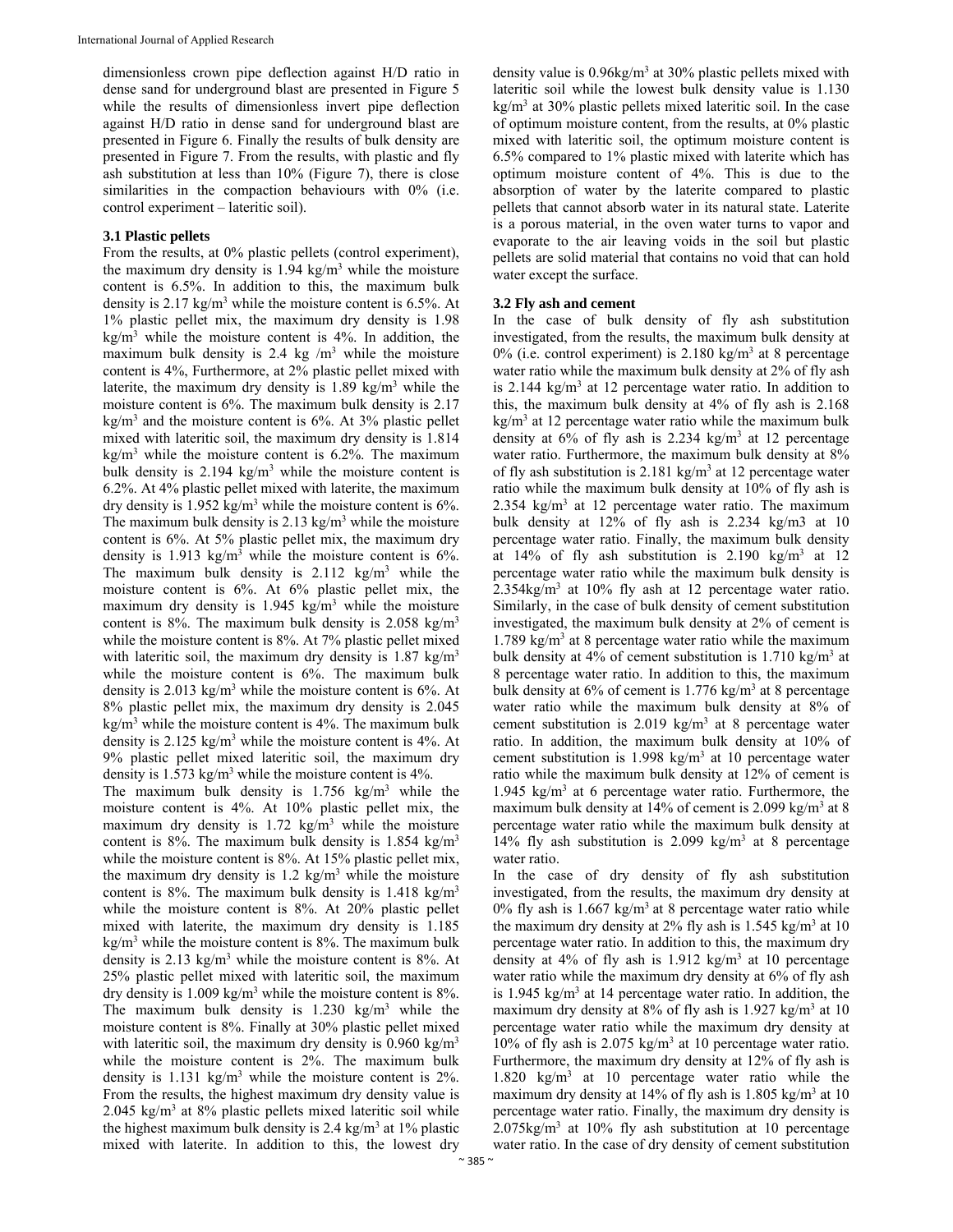dimensionless crown pipe deflection against H/D ratio in dense sand for underground blast are presented in Figure 5 while the results of dimensionless invert pipe deflection against H/D ratio in dense sand for underground blast are presented in Figure 6. Finally the results of bulk density are presented in Figure 7. From the results, with plastic and fly ash substitution at less than 10% (Figure 7), there is close similarities in the compaction behaviours with 0% (i.e. control experiment – lateritic soil).

### 3.1 Plastic pellets

From the results, at 0% plastic pellets (control experiment), the maximum dry density is 1.94 $kg/m^3$ while the moisture content is 6.5%. In addition to this, the maximum bulk density is 2.17 $kg/m^3$ while the moisture content is 6.5%. At 1% plastic pellet mix, the maximum dry density is 1.98 $kg/m^3$ while the moisture content is 4%. In addition, the maximum bulk density is 2.4 kg $/m^3$ while the moisture content is 4%, Furthermore, at 2% plastic pellet mixed with laterite, the maximum dry density is 1.89 $kg/m^3$ while the moisture content is 6%. The maximum bulk density is 2.17 $kg/m^3$ and the moisture content is 6%. At 3% plastic pellet mixed with lateritic soil, the maximum dry density is 1.814 $kg/m^3$ while the moisture content is 6.2%. The maximum bulk density is 2.194 $kg/m^3$ while the moisture content is 6.2%. At 4% plastic pellet mixed with laterite, the maximum dry density is 1.952 $kg/m^3$ while the moisture content is 6%. The maximum bulk density is 2.13 $kg/m^3$ while the moisture content is 6%. At 5% plastic pellet mix, the maximum dry density is 1.913 $kg/m^3$ while the moisture content is 6%. The maximum bulk density is 2.112 $kg/m^3$ while the moisture content is 6%. At 6% plastic pellet mix, the maximum dry density is 1.945 $kg/m^3$ while the moisture content is 8%. The maximum bulk density is 2.058 $kg/m^3$ while the moisture content is 8%. At 7% plastic pellet mixed with lateritic soil, the maximum dry density is 1.87 $kg/m^3$ while the moisture content is 6%. The maximum bulk density is 2.013 $kg/m^3$ while the moisture content is 6%. At 8% plastic pellet mix, the maximum dry density is 2.045 $kg/m^3$ while the moisture content is 4%. The maximum bulk density is 2.125 $kg/m^3$ while the moisture content is 4%. At 9% plastic pellet mixed lateritic soil, the maximum dry density is 1.573 $kg/m^3$ while the moisture content is 4%.

The maximum bulk density is 1.756 $kg/m^3$ while the moisture content is 4%. At 10% plastic pellet mix, the maximum dry density is 1.72 $kg/m^3$ while the moisture content is 8%. The maximum bulk density is 1.854 $kg/m^3$ while the moisture content is 8%. At 15% plastic pellet mix, the maximum dry density is 1.2 $kg/m^3$ while the moisture content is 8%. The maximum bulk density is 1.418 $kg/m^3$ while the moisture content is 8%. At 20% plastic pellet mixed with laterite, the maximum dry density is 1.185 $kg/m^3$ while the moisture content is 8%. The maximum bulk density is 2.13 $kg/m^3$ while the moisture content is 8%. At 25% plastic pellet mixed with lateritic soil, the maximum dry density is 1.009 $kg/m^3$ while the moisture content is 8%. The maximum bulk density is 1.230 $kg/m^3$ while the moisture content is 8%. Finally at 30% plastic pellet mixed with lateritic soil, the maximum dry density is 0.960 $kg/m^3$ while the moisture content is 2%. The maximum bulk density is 1.131 $kg/m^3$ while the moisture content is 2%. From the results, the highest maximum dry density value is 2.045 $kg/m^3$ at 8% plastic pellets mixed lateritic soil while the highest maximum bulk density is 2.4 $kg/m^3$ at 1% plastic mixed with laterite. In addition to this, the lowest dry density value is 0.96$kg/m^3$ at 30% plastic pellets mixed with lateritic soil while the lowest bulk density value is 1.130 $kg/m^3$ at 30% plastic pellets mixed lateritic soil. In the case of optimum moisture content, from the results, at 0% plastic mixed with lateritic soil, the optimum moisture content is 6.5% compared to 1% plastic mixed with laterite which has optimum moisture content of 4%. This is due to the absorption of water by the laterite compared to plastic pellets that cannot absorb water in its natural state. Laterite is a porous material, in the oven water turns to vapor and evaporate to the air leaving voids in the soil but plastic pellets are solid material that contains no void that can hold water except the surface.

### 3.2 Fly ash and cement

In the case of bulk density of fly ash substitution investigated, from the results, the maximum bulk density at 0% (i.e. control experiment) is 2.180 $kg/m^3$ at 8 percentage water ratio while the maximum bulk density at 2% of fly ash is 2.144 $kg/m^3$ at 12 percentage water ratio. In addition to this, the maximum bulk density at 4% of fly ash is 2.168 $kg/m^3$ at 12 percentage water ratio while the maximum bulk density at 6% of fly ash is 2.234 $kg/m^3$ at 12 percentage water ratio. Furthermore, the maximum bulk density at 8% of fly ash substitution is 2.181 $kg/m^3$ at 12 percentage water ratio while the maximum bulk density at 10% of fly ash is 2.354 $kg/m^3$ at 12 percentage water ratio. The maximum bulk density at 12% of fly ash is 2.234 kg/m3 at 10 percentage water ratio. Finally, the maximum bulk density at 14% of fly ash substitution is 2.190 $kg/m^3$ at 12 percentage water ratio while the maximum bulk density is 2.354$kg/m^3$ at 10% fly ash at 12 percentage water ratio. Similarly, in the case of bulk density of cement substitution investigated, the maximum bulk density at 2% of cement is 1.789 $kg/m^3$ at 8 percentage water ratio while the maximum bulk density at 4% of cement substitution is 1.710 $kg/m^3$ at 8 percentage water ratio. In addition to this, the maximum bulk density at 6% of cement is 1.776 $kg/m^3$ at 8 percentage water ratio while the maximum bulk density at 8% of cement substitution is 2.019 $kg/m^3$ at 8 percentage water ratio. In addition, the maximum bulk density at 10% of cement substitution is 1.998 $kg/m^3$ at 10 percentage water ratio while the maximum bulk density at 12% of cement is 1.945 $kg/m^3$ at 6 percentage water ratio. Furthermore, the maximum bulk density at 14% of cement is 2.099 $kg/m^3$ at 8 percentage water ratio while the maximum bulk density at 14% fly ash substitution is 2.099 $kg/m^3$ at 8 percentage water ratio.

In the case of dry density of fly ash substitution investigated, from the results, the maximum dry density at 0% fly ash is 1.667 $kg/m^3$ at 8 percentage water ratio while the maximum dry density at 2% fly ash is 1.545 $kg/m^3$ at 10 percentage water ratio. In addition to this, the maximum dry density at 4% of fly ash is 1.912 $kg/m^3$ at 10 percentage water ratio while the maximum dry density at 6% of fly ash is 1.945 $kg/m^3$ at 14 percentage water ratio. In addition, the maximum dry density at 8% of fly ash is 1.927 $kg/m^3$ at 10 percentage water ratio while the maximum dry density at 10% of fly ash is 2.075 $kg/m^3$ at 10 percentage water ratio. Furthermore, the maximum dry density at 12% of fly ash is 1.820 $kg/m^3$ at 10 percentage water ratio while the maximum dry density at 14% of fly ash is 1.805 $kg/m^3$ at 10 percentage water ratio. Finally, the maximum dry density is 2.075$kg/m^3$ at 10% fly ash substitution at 10 percentage water ratio. In the case of dry density of cement substitution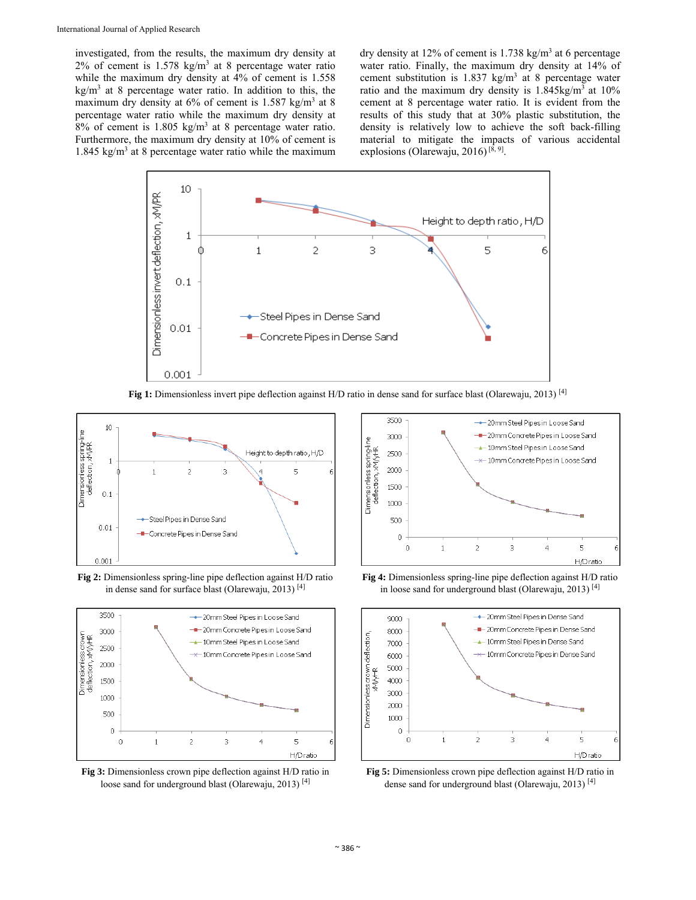investigated, from the results, the maximum dry density at 2% of cement is 1.578 kg/m$^3$ at 8 percentage water ratio while the maximum dry density at 4% of cement is 1.558 kg/m$^3$ at 8 percentage water ratio. In addition to this, the maximum dry density at 6% of cement is 1.587 kg/m$^3$ at 8 percentage water ratio while the maximum dry density at 8% of cement is 1.805 kg/m$^3$ at 8 percentage water ratio. Furthermore, the maximum dry density at 10% of cement is 1.845 kg/m$^3$ at 8 percentage water ratio while the maximum dry density at 12% of cement is 1.738 kg/m$^3$ at 6 percentage water ratio. Finally, the maximum dry density at 14% of cement substitution is 1.837 kg/m$^3$ at 8 percentage water ratio and the maximum dry density is 1.845kg/m$^3$ at 10% cement at 8 percentage water ratio. It is evident from the results of this study that at 30% plastic substitution, the density is relatively low to achieve the soft back-filling material to mitigate the impacts of various accidental explosions (Olarewaju, 2016) [8, 9].

**Fig 1:** Dimensionless invert pipe deflection against H/D ratio in dense sand for surface blast (Olarewaju, 2013) [4]

**Fig 2:** Dimensionless spring-line pipe deflection against H/D ratio in dense sand for surface blast (Olarewaju, 2013) [4]

**Fig 4:** Dimensionless spring-line pipe deflection against H/D ratio in loose sand for underground blast (Olarewaju, 2013) [4]

**Fig 3:** Dimensionless crown pipe deflection against H/D ratio in loose sand for underground blast (Olarewaju, 2013) [4]

**Fig 5:** Dimensionless crown pipe deflection against H/D ratio in dense sand for underground blast (Olarewaju, 2013) [4]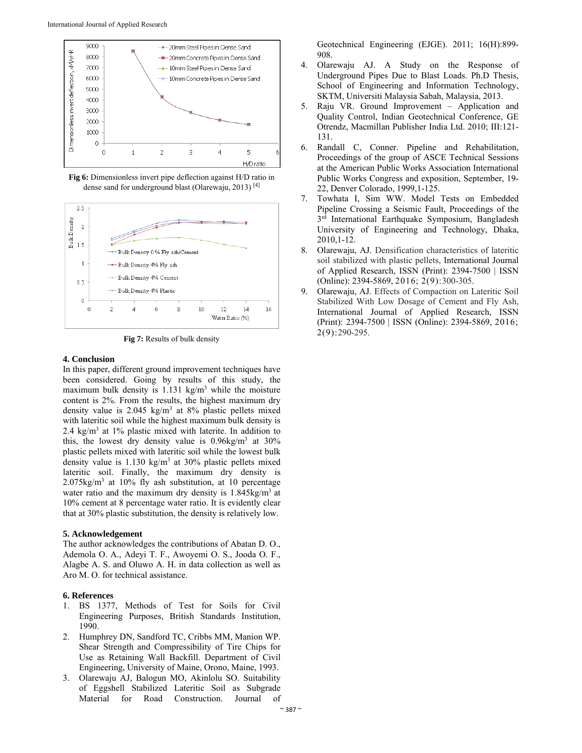9000
8000
7000
6000
5000
4000
3000
2000
1000
0

0 1 2 3 4 5 6

Dimensionless invert deflection, δ/D/γH

H/D ratio

20mm Steel Pipes in Dense Sand
20mm Concrete Pipes in Dense Sand
10mm Steel Pipes in Dense Sand
10mm Concrete Pipes in Dense Sand

**Fig 6:** Dimensionless invert pipe deflection against H/D ratio in dense sand for underground blast (Olarewaju, 2013) [4]

2.5
2
1.5
1
0.5
0

0 2 4 6 8 10 12 14 16

Bulk Density

Water Ratio (%)

Bulk Density 0% Fly ash/Cement
Bulk Density 4% Fly ash
Bulk Density 4% Cement
Bulk Density 4% Plastic

**Fig 7:** Results of bulk density

## 4. Conclusion

In this paper, different ground improvement techniques have been considered. Going by results of this study, the maximum bulk density is 1.131 kg/m$^3$ while the moisture content is 2%. From the results, the highest maximum dry density value is 2.045 kg/m$^3$ at 8% plastic pellets mixed with lateritic soil while the highest maximum bulk density is 2.4 kg/m$^3$ at 1% plastic mixed with laterite. In addition to this, the lowest dry density value is 0.96kg/m$^3$ at 30% plastic pellets mixed with lateritic soil while the lowest bulk density value is 1.130 kg/m$^3$ at 30% plastic pellets mixed lateritic soil. Finally, the maximum dry density is 2.075kg/m$^3$ at 10% fly ash substitution, at 10 percentage water ratio and the maximum dry density is 1.845kg/m$^3$ at 10% cement at 8 percentage water ratio. It is evidently clear that at 30% plastic substitution, the density is relatively low.

## 5. Acknowledgement

The author acknowledges the contributions of Abatan D. O., Ademola O. A., Adeyi T. F., Awoyemi O. S., Jooda O. F., Alagbe A. S. and Oluwo A. H. in data collection as well as Aro M. O. for technical assistance.

## 6. References

1. BS 1377, Methods of Test for Soils for Civil Engineering Purposes, British Standards Institution, 1990.
2. Humphrey DN, Sandford TC, Cribbs MM, Manion WP. Shear Strength and Compressibility of Tire Chips for Use as Retaining Wall Backfill. Department of Civil Engineering, University of Maine, Orono, Maine, 1993.
3. Olarewaju AJ, Balogun MO, Akinlolu SO. Suitability of Eggshell Stabilized Lateritic Soil as Subgrade Material for Road Construction. Journal of Geotechnical Engineering (EJGE). 2011; 16(H):899-908.
4. Olarewaju AJ. A Study on the Response of Underground Pipes Due to Blast Loads. Ph.D Thesis, School of Engineering and Information Technology, SKTM, Universiti Malaysia Sabah, Malaysia, 2013.
5. Raju VR. Ground Improvement – Application and Quality Control, Indian Geotechnical Conference, GE Otrendz, Macmillan Publisher India Ltd. 2010; III:121-131.
6. Randall C, Conner. Pipeline and Rehabilitation, Proceedings of the group of ASCE Technical Sessions at the American Public Works Association International Public Works Congress and exposition, September, 19-22, Denver Colorado, 1999,1-125.
7. Towhata I, Sim WW. Model Tests on Embedded Pipeline Crossing a Seismic Fault, Proceedings of the 3rd International Earthquake Symposium, Bangladesh University of Engineering and Technology, Dhaka, 2010,1-12.
8. Olarewaju, AJ. Densification characteristics of lateritic soil stabilized with plastic pellets, International Journal of Applied Research, ISSN (Print): 2394-7500 | ISSN (Online): 2394-5869, 2016; 2(9):300-305.
9. Olarewaju, AJ. Effects of Compaction on Lateritic Soil Stabilized With Low Dosage of Cement and Fly Ash, International Journal of Applied Research, ISSN (Print): 2394-7500 | ISSN (Online): 2394-5869, 2016; 2(9):290-295.